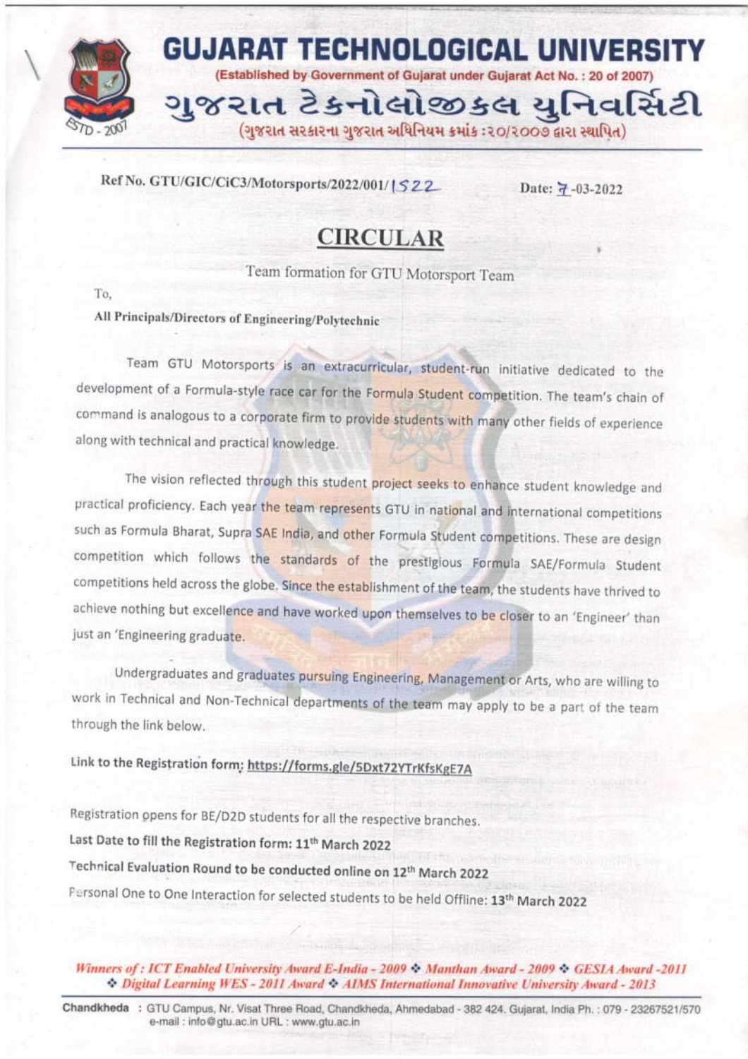# GUJARAT TECHNOLOGICAL UNIVERSITY

(Established by Government of Gujarat under Gujarat Act No. : 20 of 2007)

# ગુજરાત ટેકનોલોજીકલ યુનિવર્સિટી

(ગુજરાત સરકારના ગુજરાત અધિનિયમ ક્રમાંક :૨૦/૨૦૦૭ દ્વારા સ્થાપિત)

Ref No. GTU/GIC/CiC3/Motorsports/2022/001/1522 Date: 7-03-2022

## CIRCULAR

Team formation for GTU Motorsport Team

To,

**All Principals/Directors of Engineering/Polytechnic**

Team GTU Motorsports is an extracurricular, student-run initiative dedicated to the development of a Formula-style race car for the Formula Student competition. The team's chain of command is analogous to a corporate firm to provide students with many other fields of experience along with technical and practical knowledge.

The vision reflected through this student project seeks to enhance student knowledge and practical proficiency. Each year the team represents GTU in national and international competitions such as Formula Bharat, Supra SAE India, and other Formula Student competitions. These are design competition which follows the standards of the prestigious Formula SAE/Formula Student competitions held across the globe. Since the establishment of the team, the students have thrived to achieve nothing but excellence and have worked upon themselves to be closer to an 'Engineer' than just an 'Engineering graduate.

Undergraduates and graduates pursuing Engineering, Management or Arts, who are willing to work in Technical and Non-Technical departments of the team may apply to be a part of the team through the link below.

**Link to the Registration form: https://forms.gle/5Dxt72YTrKfsKgE7A**

Registration opens for BE/D2D students for all the respective branches.

**Last Date to fill the Registration form: 11th March 2022**

**Technical Evaluation Round to be conducted online on 12th March 2022**

Personal One to One Interaction for selected students to be held Offline: **13th March 2022**

*Winners of : ICT Enabled University Award E-India - 2009 ❖ Manthan Award - 2009 ❖ GESIA Award -2011 ❖ Digital Learning WES - 2011 Award ❖ AIMS International Innovative University Award - 2013*

**Chandkheda** : GTU Campus, Nr. Visat Three Road, Chandkheda, Ahmedabad - 382 424. Gujarat, India Ph. : 079 - 23267521/570 e-mail : info@gtu.ac.in URL : www.gtu.ac.in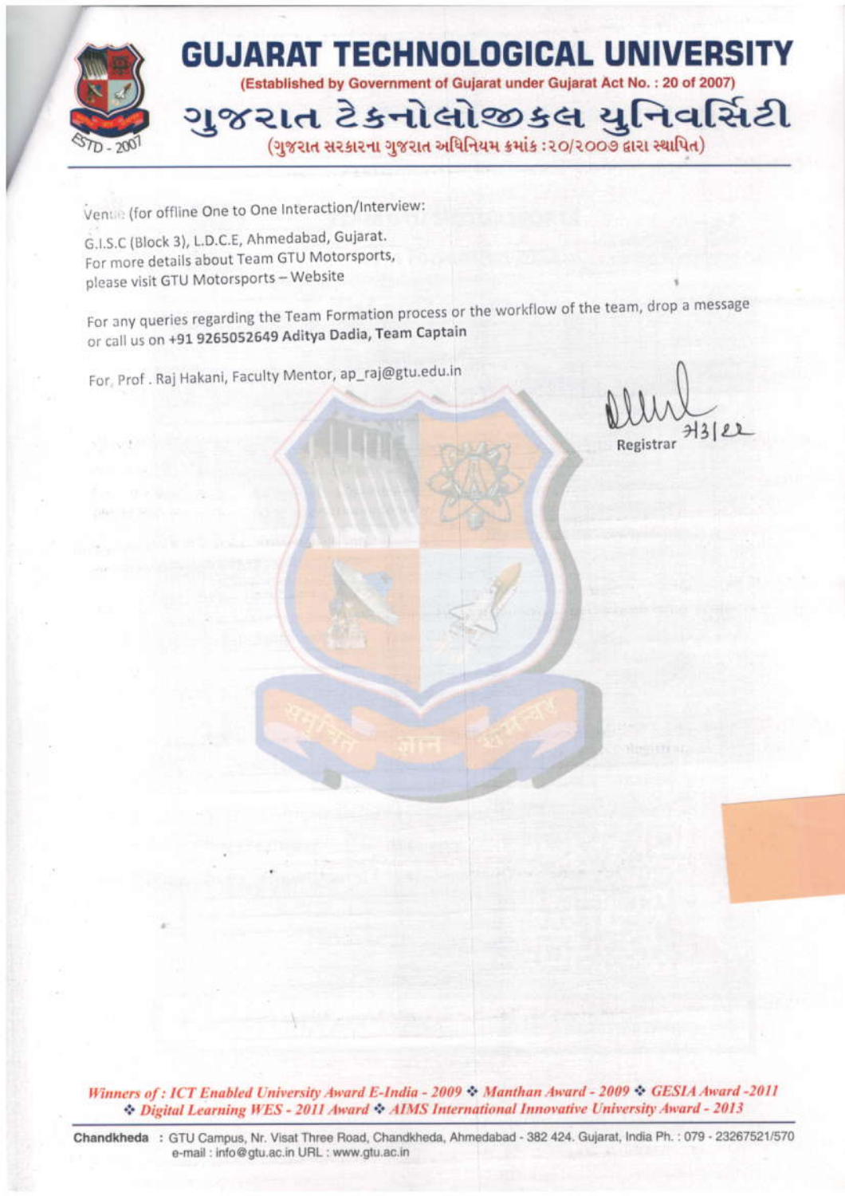Venue (for offline One to One Interaction/Interview:

G.I.S.C (Block 3), L.D.C.E, Ahmedabad, Gujarat.
For more details about Team GTU Motorsports,
please visit GTU Motorsports – Website

For any queries regarding the Team Formation process or the workflow of the team, drop a message or call us on **+91 9265052649 Aditya Dadia, Team Captain**

For, Prof . Raj Hakani, Faculty Mentor, ap_raj@gtu.edu.in

Registrar
7|3|22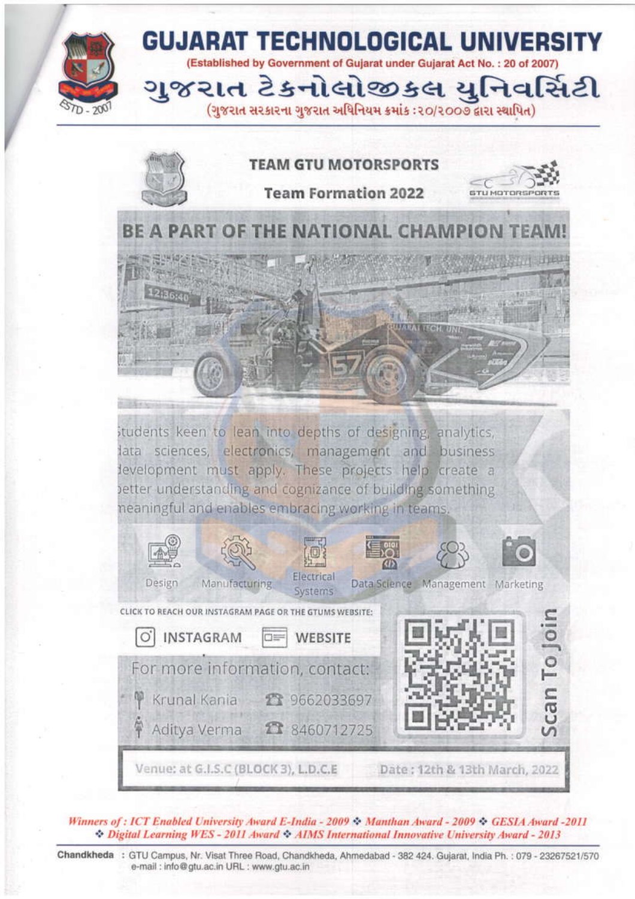# GUJARAT TECHNOLOGICAL UNIVERSITY

**(Established by Government of Gujarat under Gujarat Act No. : 20 of 2007)**

# ગુજરાત ટેક્નોલોજીકલ યુનિવર્સિટી

(ગુજરાત સરકારના ગુજરાત અધિનિયમ ક્રમાંક :૨૦/૨૦૦૭ દ્વારા સ્થાપિત)

ESTD - 2007

## TEAM GTU MOTORSPORTS

### Team Formation 2022

## BE A PART OF THE NATIONAL CHAMPION TEAM!

Students keen to lean into depths of designing, analytics, data sciences, electronics, management and business development must apply. These projects help create a better understanding and cognizance of building something meaningful and enables embracing working in teams.

Design | Manufacturing | Electrical Systems | Data Science | Management | Marketing

CLICK TO REACH OUR INSTAGRAM PAGE OR THE GTUMS WEBSITE:

INSTAGRAM | WEBSITE

For more information, contact:

- Krunal Kania — 9662033697
- Aditya Verma — 8460712725

Scan To Join

Venue: at G.I.S.C (BLOCK 3), L.D.C.E

Date : 12th & 13th March, 2022

*Winners of : ICT Enabled University Award E-India - 2009 ❖ Manthan Award - 2009 ❖ GESIA Award -2011 ❖ Digital Learning WES - 2011 Award ❖ AIMS International Innovative University Award - 2013*

**Chandkheda** : GTU Campus, Nr. Visat Three Road, Chandkheda, Ahmedabad - 382 424. Gujarat, India Ph. : 079 - 23267521/570 e-mail : info@gtu.ac.in URL : www.gtu.ac.in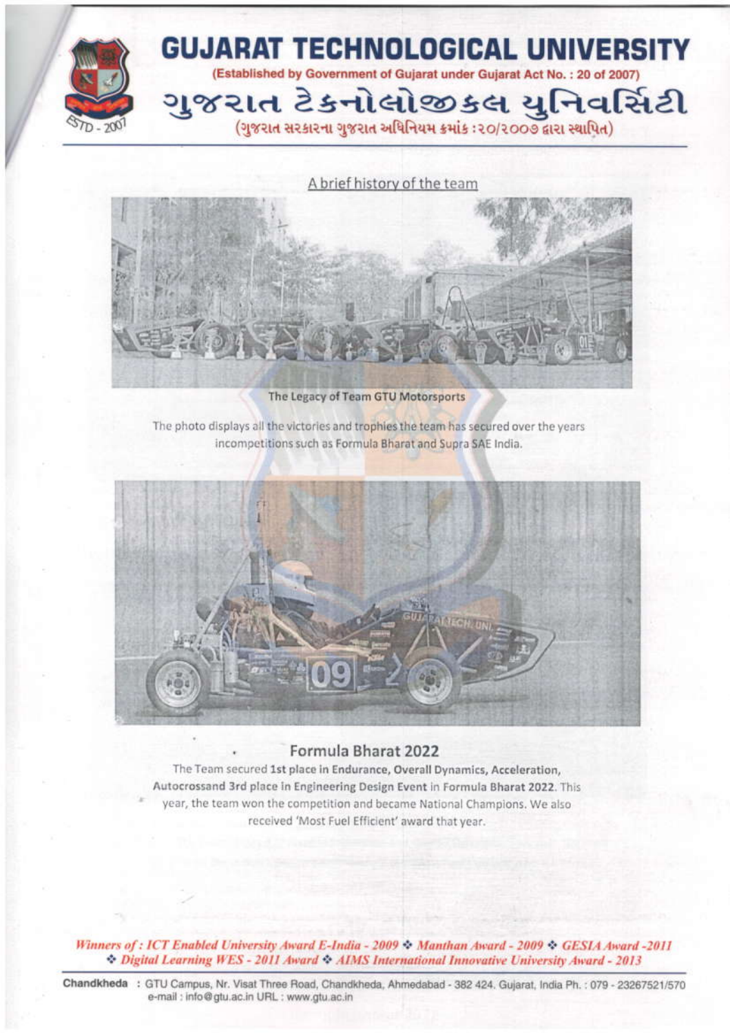# GUJARAT TECHNOLOGICAL UNIVERSITY

(Established by Government of Gujarat under Gujarat Act No. : 20 of 2007)

# ગુજરાત ટેક્નોલોજીકલ યુનિવર્સિટી

(ગુજરાત સરકારના ગુજરાત અધિનિયમ ક્રમાંક :૨૦/૨૦૦૭ દ્વારા સ્થાપિત)

## A brief history of the team

**The Legacy of Team GTU Motorsports**

The photo displays all the victories and trophies the team has secured over the years incompetitions such as Formula Bharat and Supra SAE India.

### Formula Bharat 2022

The Team secured **1st place in Endurance, Overall Dynamics, Acceleration, Autocrossand 3rd place in Engineering Design Event** in Formula Bharat 2022. This year, the team won the competition and became National Champions. We also received 'Most Fuel Efficient' award that year.

*Winners of : ICT Enabled University Award E-India - 2009 ❖ Manthan Award - 2009 ❖ GESIA Award -2011 ❖ Digital Learning WES - 2011 Award ❖ AIMS International Innovative University Award - 2013*

**Chandkheda** : GTU Campus, Nr. Visat Three Road, Chandkheda, Ahmedabad - 382 424. Gujarat, India Ph. : 079 - 23267521/570 e-mail : info@gtu.ac.in URL : www.gtu.ac.in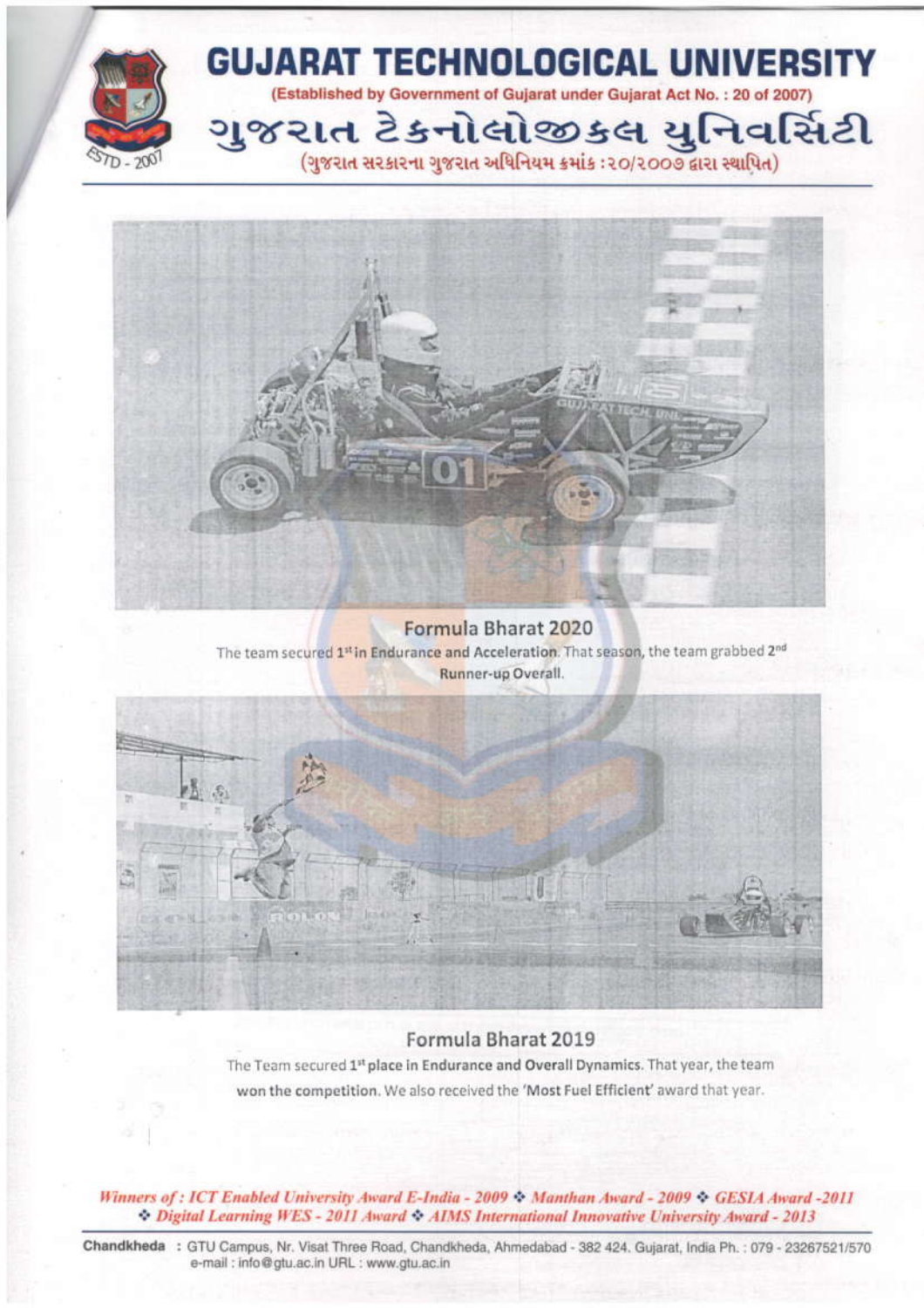# GUJARAT TECHNOLOGICAL UNIVERSITY

(Established by Government of Gujarat under Gujarat Act No. : 20 of 2007)

# ગુજરાત ટેકનોલોજીકલ યુનિવર્સિટી

(ગુજરાત સરકારના ગુજરાત અધિનિયમ ક્રમાંક :૨૦/૨૦૦૭ દ્વારા સ્થાપિત)

## Formula Bharat 2020

The team secured 1st in **Endurance and Acceleration**. That season, the team grabbed 2nd **Runner-up Overall.**

## Formula Bharat 2019

The Team secured **1st place in Endurance and Overall Dynamics**. That year, the team **won the competition**. We also received the **'Most Fuel Efficient'** award that year.

*Winners of : ICT Enabled University Award E-India - 2009 ❖ Manthan Award - 2009 ❖ GESIA Award -2011 ❖ Digital Learning WES - 2011 Award ❖ AIMS International Innovative University Award - 2013*

**Chandkheda** : GTU Campus, Nr. Visat Three Road, Chandkheda, Ahmedabad - 382 424. Gujarat, India Ph. : 079 - 23267521/570
e-mail : info@gtu.ac.in URL : www.gtu.ac.in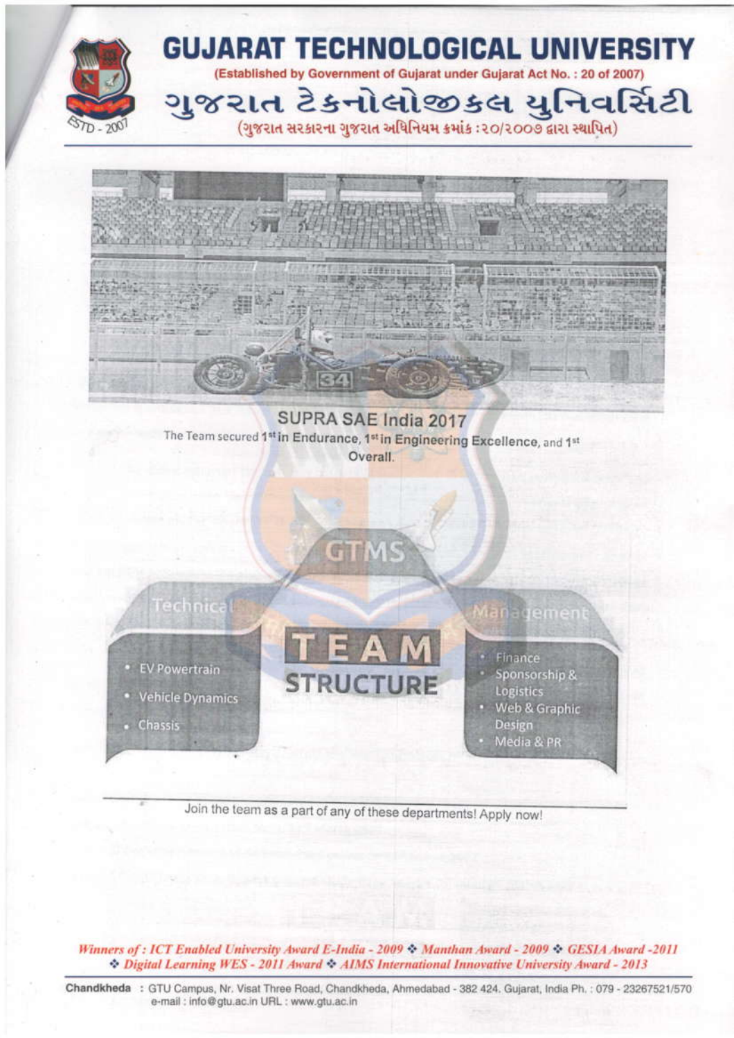# GUJARAT TECHNOLOGICAL UNIVERSITY

(Established by Government of Gujarat under Gujarat Act No. : 20 of 2007)

# ગુજરાત ટેક્નોલોજીકલ યુનિવર્સિટી

(ગુજરાત સરકારના ગુજરાત અધિનિયમ ક્રમાંક :૨૦/૨૦૦૭ દ્વારા સ્થાપિત)

## SUPRA SAE India 2017

The Team secured 1st in Endurance, 1st in Engineering Excellence, and 1st Overall.

GTMS

### TEAM STRUCTURE

**Technical**

- EV Powertrain
- Vehicle Dynamics
- Chassis

**Management**

- Finance
- Sponsorship & Logistics
- Web & Graphic Design
- Media & PR

Join the team as a part of any of these departments! Apply now!

*Winners of : ICT Enabled University Award E-India - 2009 ❖ Manthan Award - 2009 ❖ GESIA Award -2011 ❖ Digital Learning WES - 2011 Award ❖ AIMS International Innovative University Award - 2013*

**Chandkheda** : GTU Campus, Nr. Visat Three Road, Chandkheda, Ahmedabad - 382 424. Gujarat, India Ph. : 079 - 23267521/570
e-mail : info@gtu.ac.in URL : www.gtu.ac.in